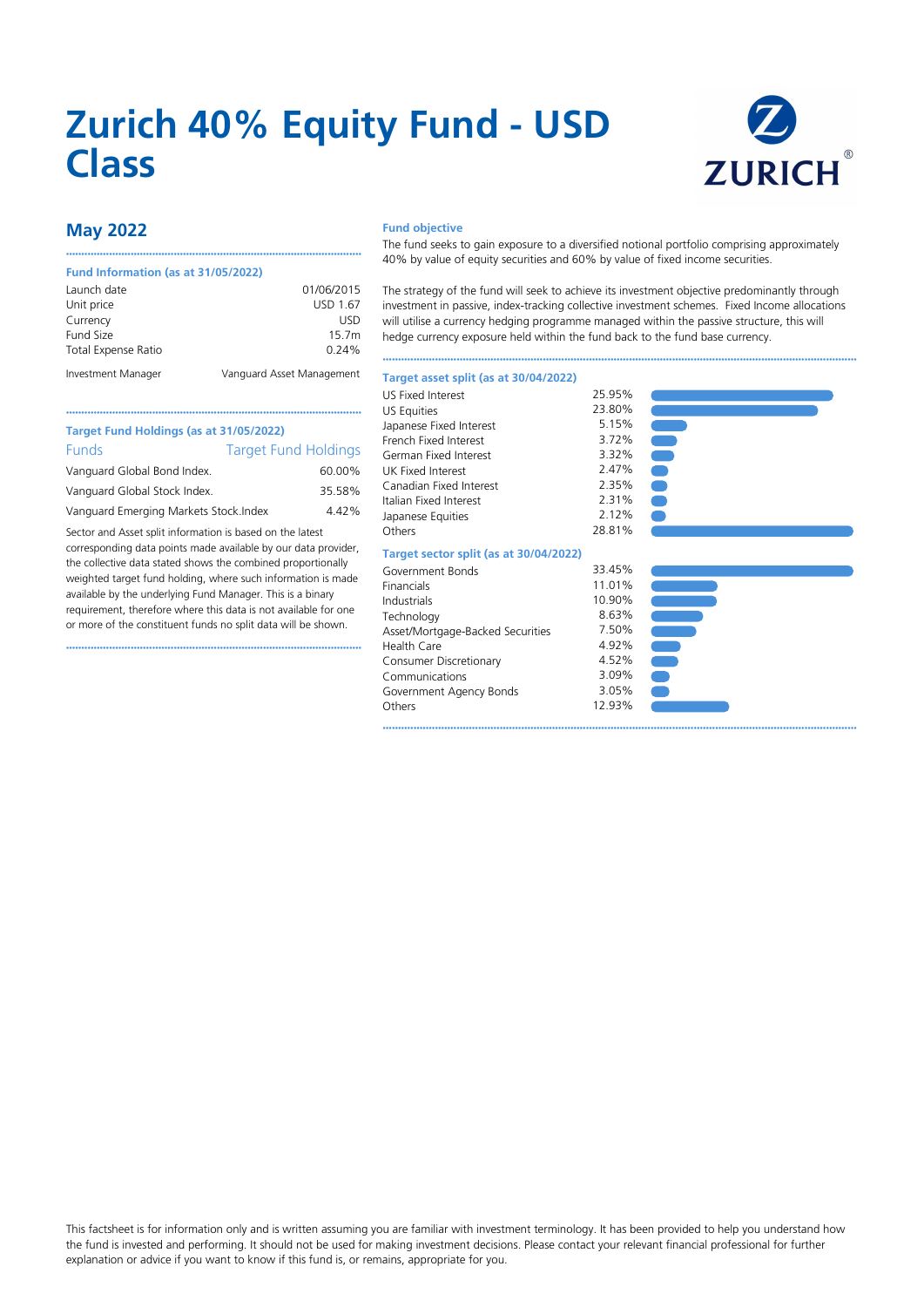# Zurich 40% Equity Fund - USD Class

## May 2022

### Fund Information (as at 31/05/2022)

| | |
|---|---|
| Launch date | 01/06/2015 |
| Unit price | USD 1.67 |
| Currency | USD |
| Fund Size | 15.7m |
| Total Expense Ratio | 0.24% |
| Investment Manager | Vanguard Asset Management |

### Target Fund Holdings (as at 31/05/2022)

| Funds | Target Fund Holdings |
|---|---|
| Vanguard Global Bond Index. | 60.00% |
| Vanguard Global Stock Index. | 35.58% |
| Vanguard Emerging Markets Stock.Index | 4.42% |

Sector and Asset split information is based on the latest corresponding data points made available by our data provider, the collective data stated shows the combined proportionally weighted target fund holding, where such information is made available by the underlying Fund Manager. This is a binary requirement, therefore where this data is not available for one or more of the constituent funds no split data will be shown.

### Fund objective

The fund seeks to gain exposure to a diversified notional portfolio comprising approximately 40% by value of equity securities and 60% by value of fixed income securities.

The strategy of the fund will seek to achieve its investment objective predominantly through investment in passive, index-tracking collective investment schemes. Fixed Income allocations will utilise a currency hedging programme managed within the passive structure, this will hedge currency exposure held within the fund back to the fund base currency.

### Target asset split (as at 30/04/2022)

| | |
|---|---|
| US Fixed Interest | 25.95% |
| US Equities | 23.80% |
| Japanese Fixed Interest | 5.15% |
| French Fixed Interest | 3.72% |
| German Fixed Interest | 3.32% |
| UK Fixed Interest | 2.47% |
| Canadian Fixed Interest | 2.35% |
| Italian Fixed Interest | 2.31% |
| Japanese Equities | 2.12% |
| Others | 28.81% |

### Target sector split (as at 30/04/2022)

| | |
|---|---|
| Government Bonds | 33.45% |
| Financials | 11.01% |
| Industrials | 10.90% |
| Technology | 8.63% |
| Asset/Mortgage-Backed Securities | 7.50% |
| Health Care | 4.92% |
| Consumer Discretionary | 4.52% |
| Communications | 3.09% |
| Government Agency Bonds | 3.05% |
| Others | 12.93% |

This factsheet is for information only and is written assuming you are familiar with investment terminology. It has been provided to help you understand how the fund is invested and performing. It should not be used for making investment decisions. Please contact your relevant financial professional for further explanation or advice if you want to know if this fund is, or remains, appropriate for you.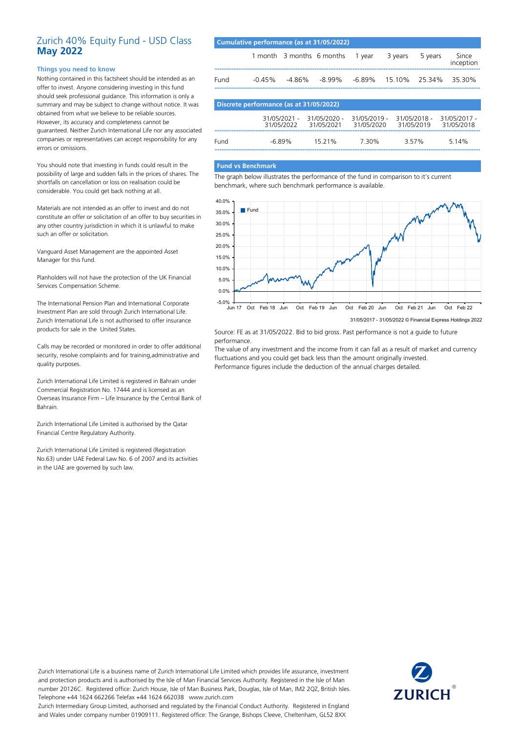# Zurich 40% Equity Fund - USD Class
## May 2022

### Things you need to know

Nothing contained in this factsheet should be intended as an offer to invest. Anyone considering investing in this fund should seek professional guidance. This information is only a summary and may be subject to change without notice. It was obtained from what we believe to be reliable sources. However, its accuracy and completeness cannot be guaranteed. Neither Zurich International Life nor any associated companies or representatives can accept responsibility for any errors or omissions.

You should note that investing in funds could result in the possibility of large and sudden falls in the prices of shares. The shortfalls on cancellation or loss on realisation could be considerable. You could get back nothing at all.

Materials are not intended as an offer to invest and do not constitute an offer or solicitation of an offer to buy securities in any other country jurisdiction in which it is unlawful to make such an offer or solicitation.

Vanguard Asset Management are the appointed Asset Manager for this fund.

Planholders will not have the protection of the UK Financial Services Compensation Scheme.

The International Pension Plan and International Corporate Investment Plan are sold through Zurich International Life. Zurich International Life is not authorised to offer insurance products for sale in the United States.

Calls may be recorded or monitored in order to offer additional security, resolve complaints and for training,administrative and quality purposes.

Zurich International Life Limited is registered in Bahrain under Commercial Registration No. 17444 and is licensed as an Overseas Insurance Firm – Life Insurance by the Central Bank of Bahrain.

Zurich International Life Limited is authorised by the Qatar Financial Centre Regulatory Authority.

Zurich International Life Limited is registered (Registration No.63) under UAE Federal Law No. 6 of 2007 and its activities in the UAE are governed by such law.

### Cumulative performance (as at 31/05/2022)

| | 1 month | 3 months | 6 months | 1 year | 3 years | 5 years | Since inception |
|---|---|---|---|---|---|---|---|
| Fund | -0.45% | -4.86% | -8.99% | -6.89% | 15.10% | 25.34% | 35.30% |

### Discrete performance (as at 31/05/2022)

| | 31/05/2021 - 31/05/2022 | 31/05/2020 - 31/05/2021 | 31/05/2019 - 31/05/2020 | 31/05/2018 - 31/05/2019 | 31/05/2017 - 31/05/2018 |
|---|---|---|---|---|---|
| Fund | -6.89% | 15.21% | 7.30% | 3.57% | 5.14% |

### Fund vs Benchmark

The graph below illustrates the performance of the fund in comparison to it's current benchmark, where such benchmark performance is available.

Fund

40.0%
35.0%
30.0%
25.0%
20.0%
15.0%
10.0%
5.0%
0.0%
-5.0%

Jun 17 Oct Feb 18 Jun Oct Feb 19 Jun Oct Feb 20 Jun Oct Feb 21 Jun Oct Feb 22

31/05/2017 - 31/05/2022 © Financial Express Holdings 2022

Source: FE as at 31/05/2022. Bid to bid gross. Past performance is not a guide to future performance.
The value of any investment and the income from it can fall as a result of market and currency fluctuations and you could get back less than the amount originally invested.
Performance figures include the deduction of the annual charges detailed.

Zurich International Life is a business name of Zurich International Life Limited which provides life assurance, investment and protection products and is authorised by the Isle of Man Financial Services Authority. Registered in the Isle of Man number 20126C. Registered office: Zurich House, Isle of Man Business Park, Douglas, Isle of Man, IM2 2QZ, British Isles. Telephone +44 1624 662266 Telefax +44 1624 662038 www.zurich.com
Zurich Intermediary Group Limited, authorised and regulated by the Financial Conduct Authority. Registered in England and Wales under company number 01909111. Registered office: The Grange, Bishops Cleeve, Cheltenham, GL52 8XX

ZURICH®